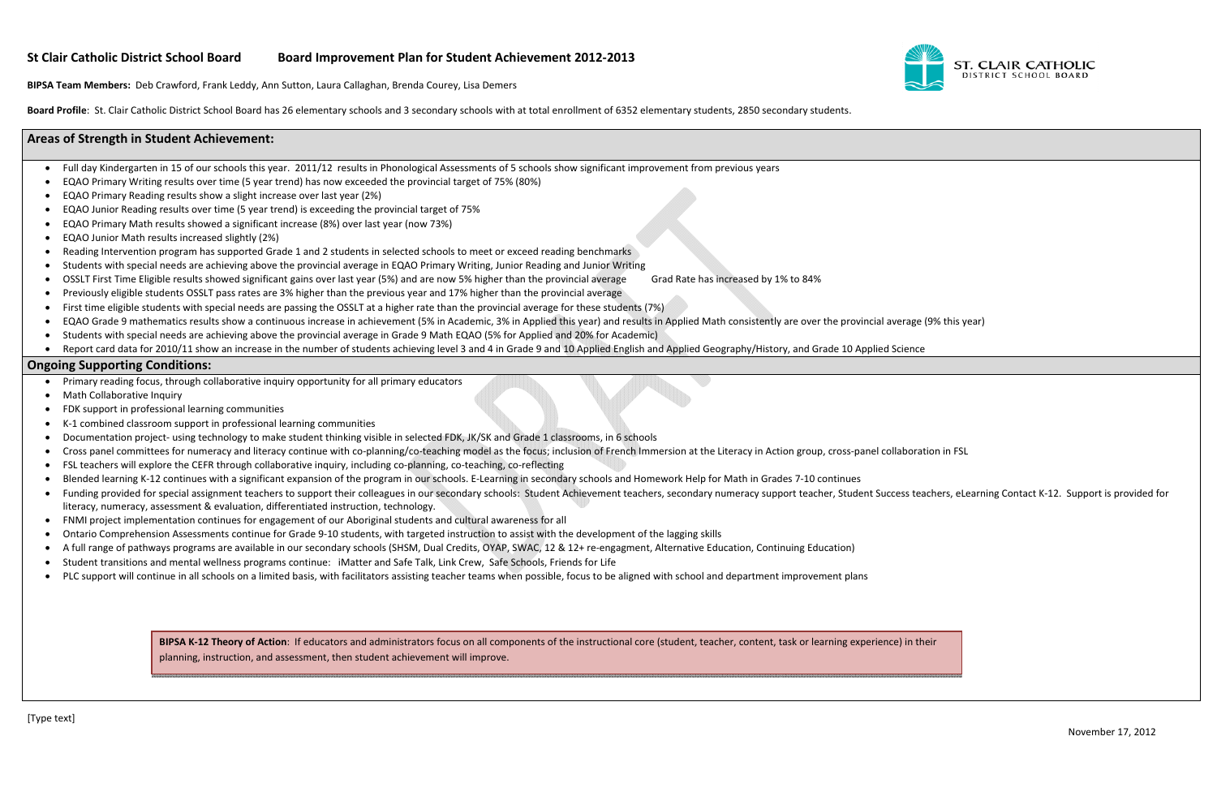# St Clair Catholic District School Board — Board Improvement Plan for Student Achievement 2012-2013

**BIPSA Team Members:** Deb Crawford, Frank Leddy, Ann Sutton, Laura Callaghan, Brenda Courey, Lisa Demers

**Board Profile**: St. Clair Catholic District School Board has 26 elementary schools and 3 secondary schools with at total enrollment of 6352 elementary students, 2850 secondary students.

## Areas of Strength in Student Achievement:

- Full day Kindergarten in 15 of our schools this year. 2011/12 results in Phonological Assessments of 5 schools show significant improvement from previous years
- EQAO Primary Writing results over time (5 year trend) has now exceeded the provincial target of 75% (80%)
- EQAO Primary Reading results show a slight increase over last year (2%)
- EQAO Junior Reading results over time (5 year trend) is exceeding the provincial target of 75%
- EQAO Primary Math results showed a significant increase (8%) over last year (now 73%)
- EQAO Junior Math results increased slightly (2%)
- Reading Intervention program has supported Grade 1 and 2 students in selected schools to meet or exceed reading benchmarks
- Students with special needs are achieving above the provincial average in EQAO Primary Writing, Junior Reading and Junior Writing
- OSSLT First Time Eligible results showed significant gains over last year (5%) and are now 5% higher than the provincial average    Grad Rate has increased by 1% to 84%
- Previously eligible students OSSLT pass rates are 3% higher than the previous year and 17% higher than the provincial average
- First time eligible students with special needs are passing the OSSLT at a higher rate than the provincial average for these students (7%)
- EQAO Grade 9 mathematics results show a continuous increase in achievement (5% in Academic, 3% in Applied this year) and results in Applied Math consistently are over the provincial average (9% this year)
- Students with special needs are achieving above the provincial average in Grade 9 Math EQAO (5% for Applied and 20% for Academic)
- Report card data for 2010/11 show an increase in the number of students achieving level 3 and 4 in Grade 9 and 10 Applied English and Applied Geography/History, and Grade 10 Applied Science

## Ongoing Supporting Conditions:

- Primary reading focus, through collaborative inquiry opportunity for all primary educators
- Math Collaborative Inquiry
- FDK support in professional learning communities
- K-1 combined classroom support in professional learning communities
- Documentation project- using technology to make student thinking visible in selected FDK, JK/SK and Grade 1 classrooms, in 6 schools
- Cross panel committees for numeracy and literacy continue with co-planning/co-teaching model as the focus; inclusion of French Immersion at the Literacy in Action group, cross-panel collaboration in FSL
- FSL teachers will explore the CEFR through collaborative inquiry, including co-planning, co-teaching, co-reflecting
- Blended learning K-12 continues with a significant expansion of the program in our schools. E-Learning in secondary schools and Homework Help for Math in Grades 7-10 continues
- Funding provided for special assignment teachers to support their colleagues in our secondary schools: Student Achievement teachers, secondary numeracy support teacher, Student Success teachers, eLearning Contact K-12. Support is provided for literacy, numeracy, assessment & evaluation, differentiated instruction, technology.
- FNMI project implementation continues for engagement of our Aboriginal students and cultural awareness for all
- Ontario Comprehension Assessments continue for Grade 9-10 students, with targeted instruction to assist with the development of the lagging skills
- A full range of pathways programs are available in our secondary schools (SHSM, Dual Credits, OYAP, SWAC, 12 & 12+ re-engagment, Alternative Education, Continuing Education)
- Student transitions and mental wellness programs continue: iMatter and Safe Talk, Link Crew, Safe Schools, Friends for Life
- PLC support will continue in all schools on a limited basis, with facilitators assisting teacher teams when possible, focus to be aligned with school and department improvement plans

**BIPSA K-12 Theory of Action**: If educators and administrators focus on all components of the instructional core (student, teacher, content, task or learning experience) in their planning, instruction, and assessment, then student achievement will improve.

November 17, 2012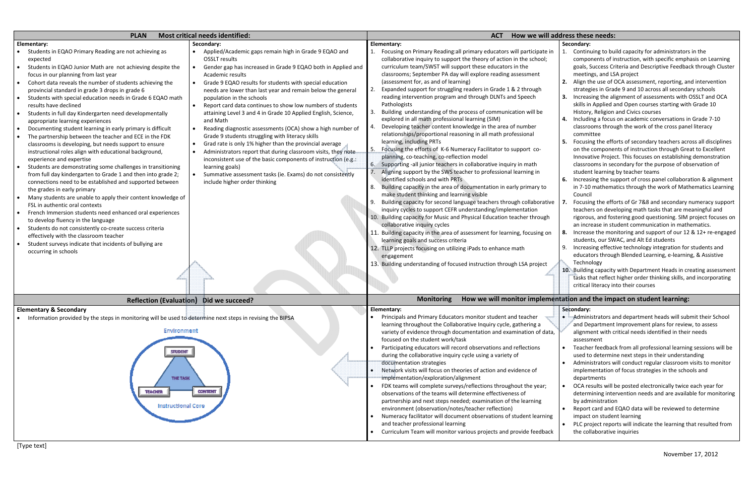## PLAN — Most critical needs identified:

### Elementary:

- Students in EQAO Primary Reading are not achieving as expected
- Students in EQAO Junior Math are not achieving despite the focus in our planning from last year
- Cohort data reveals the number of students achieving the provincial standard in grade 3 drops in grade 6
- Students with special education needs in Grade 6 EQAO math results have declined
- Students in full day Kindergarten need developmentally appropriate learning experiences
- Documenting student learning in early primary is difficult
- The partnership between the teacher and ECE in the FDK classrooms is developing, but needs support to ensure instructional roles align with educational background, experience and expertise
- Students are demonstrating some challenges in transitioning from full day kindergarten to Grade 1 and then into grade 2; connections need to be established and supported between the grades in early primary
- Many students are unable to apply their content knowledge of FSL in authentic oral contexts
- French Immersion students need enhanced oral experiences to develop fluency in the language
- Students do not consistently co-create success criteria effectively with the classroom teacher
- Student surveys indicate that incidents of bullying are occurring in schools

### Secondary:

- Applied/Academic gaps remain high in Grade 9 EQAO and OSSLT results
- Gender gap has increased in Grade 9 EQAO both in Applied and Academic results
- Grade 9 EQAO results for students with special education needs are lower than last year and remain below the general population in the schools
- Report card data continues to show low numbers of students attaining Level 3 and 4 in Grade 10 Applied English, Science, and Math
- Reading diagnostic assessments (OCA) show a high number of Grade 9 students struggling with literacy skills
- Grad rate is only 1% higher than the provincial average
- Administrators report that during classroom visits, they note inconsistent use of the basic components of instruction (e.g.: learning goals)
- Summative assessment tasks (ie. Exams) do not consistently include higher order thinking

## ACT — How we will address these needs:

### Elementary:

1. Focusing on Primary Reading:all primary educators will participate in collaborative inquiry to support the theory of action in the school; curriculum team/SWST will support these educators in the classrooms; September PA day will explore reading assessment (assessment for, as and of learning)
2. Expanded support for struggling readers in Grade 1 & 2 through reading intervention program and through DLNTs and Speech Pathologists
3. Building understanding of the process of communication will be explored in all math professional learning (SIM)
4. Developing teacher content knowledge in the area of number relationships/proportional reasoning in all math professional learning, including PRTs
5. Focusing the efforts of K-6 Numeracy Facilitator to support co-planning, co-teaching, co-reflection model
6. Supporting -all junior teachers in collaborative inquiry in math
7. Aligning support by the SWS teacher to professional learning in identified schools and with PRTs
8. Building capacity in the area of documentation in early primary to make student thinking and learning visible
9. Building capacity for second language teachers through collaborative inquiry cycles to support CEFR understanding/implementation
10. Building capacity for Music and Physical Education teacher through collaborative inquiry cycles
11. Building capacity in the area of assessment for learning, focusing on learning goals and success criteria
12. TLLP projects focusing on utilizing iPads to enhance math engagement
13. Building understanding of focused instruction through LSA project

### Secondary:

1. Continuing to build capacity for administrators in the components of instruction, with specific emphasis on Learning goals, Success Criteria and Descriptive Feedback through Cluster meetings, and LSA project
2. Align the use of OCA assessment, reporting, and intervention strategies in Grade 9 and 10 across all secondary schools
3. Increasing the alignment of assessments with OSSLT and OCA skills in Applied and Open courses starting with Grade 10 History, Religion and Civics courses
4. Including a focus on academic conversations in Grade 7-10 classrooms through the work of the cross panel literacy committee
5. Focusing the efforts of secondary teachers across all disciplines on the components of instruction through Great to Excellent Innovative Project. This focuses on establishing demonstration classrooms in secondary for the purpose of observation of student learning by teacher teams
6. Increasing the support of cross panel collaboration & alignment in 7-10 mathematics through the work of Mathematics Learning Council
7. Focusing the efforts of Gr 7&8 and secondary numeracy support teachers on developing math tasks that are meaningful and rigorous, and fostering good questioning. SIM project focuses on an increase in student communication in mathematics.
8. Increase the monitoring and support of our 12 & 12+ re-engaged students, our SWAC, and Alt Ed students
9. Increasing effective technology integration for students and educators through Blended Learning, e-learning, & Assistive Technology
10. Building capacity with Department Heads in creating assessment tasks that reflect higher order thinking skills, and incorporating critical literacy into their courses

## Reflection (Evaluation) — Did we succeed?

### Elementary & Secondary

- Information provided by the steps in monitoring will be used to determine next steps in revising the BIPSA

Environment

STUDENT

THE TASK

TEACHER — CONTENT

Instructional Core

## Monitoring — How we will monitor implementation and the impact on student learning:

### Elementary:

- Principals and Primary Educators monitor student and teacher learning throughout the Collaborative Inquiry cycle, gathering a variety of evidence through documentation and examination of data, focused on the student work/task
- Participating educators will record observations and reflections during the collaborative inquiry cycle using a variety of documentation strategies
- Network visits will focus on theories of action and evidence of implementation/exploration/alignment
- FDK teams will complete surveys/reflections throughout the year; observations of the teams will determine effectiveness of partnership and next steps needed; examination of the learning environment (observation/notes/teacher reflection)
- Numeracy facilitator will document observations of student learning and teacher professional learning
- Curriculum Team will monitor various projects and provide feedback

### Secondary:

- Administrators and department heads will submit their School and Department Improvement plans for review, to assess alignment with critical needs identified in their needs assessment
- Teacher feedback from all professional learning sessions will be used to determine next steps in their understanding
- Administrators will conduct regular classroom visits to monitor implementation of focus strategies in the schools and departments
- OCA results will be posted electronically twice each year for determining intervention needs and are available for monitoring by administration
- Report card and EQAO data will be reviewed to determine impact on student learning
- PLC project reports will indicate the learning that resulted from the collaborative inquiries

[Type text]

November 17, 2012